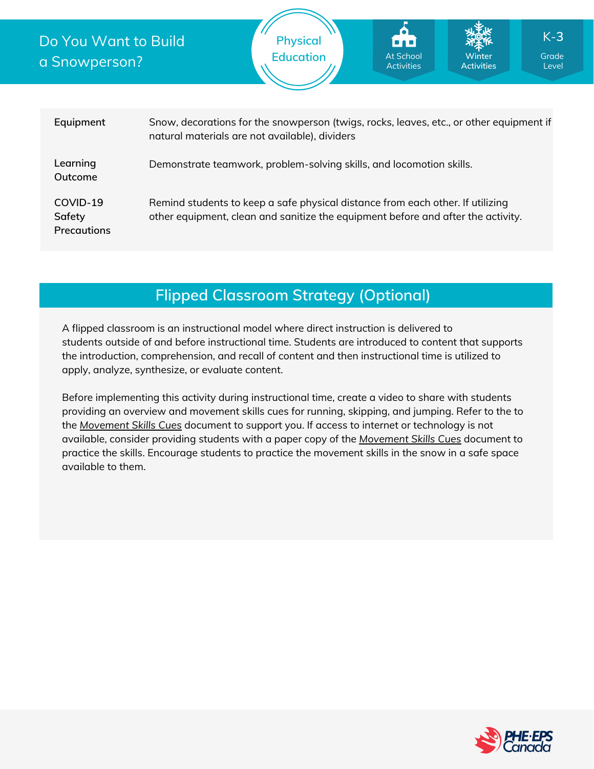# Do You Want to Build a Snowperson?

Physical Education

At School Activities | Winter Activities | K-3 Grade Level

| | |
|---|---|
| **Equipment** | Snow, decorations for the snowperson (twigs, rocks, leaves, etc., or other equipment if natural materials are not available), dividers |
| **Learning Outcome** | Demonstrate teamwork, problem-solving skills, and locomotion skills. |
| **COVID-19 Safety Precautions** | Remind students to keep a safe physical distance from each other. If utilizing other equipment, clean and sanitize the equipment before and after the activity. |

## Flipped Classroom Strategy (Optional)

A flipped classroom is an instructional model where direct instruction is delivered to students outside of and before instructional time. Students are introduced to content that supports the introduction, comprehension, and recall of content and then instructional time is utilized to apply, analyze, synthesize, or evaluate content.

Before implementing this activity during instructional time, create a video to share with students providing an overview and movement skills cues for running, skipping, and jumping. Refer to the to the *Movement Skills Cues* document to support you. If access to internet or technology is not available, consider providing students with a paper copy of the *Movement Skills Cues* document to practice the skills. Encourage students to practice the movement skills in the snow in a safe space available to them.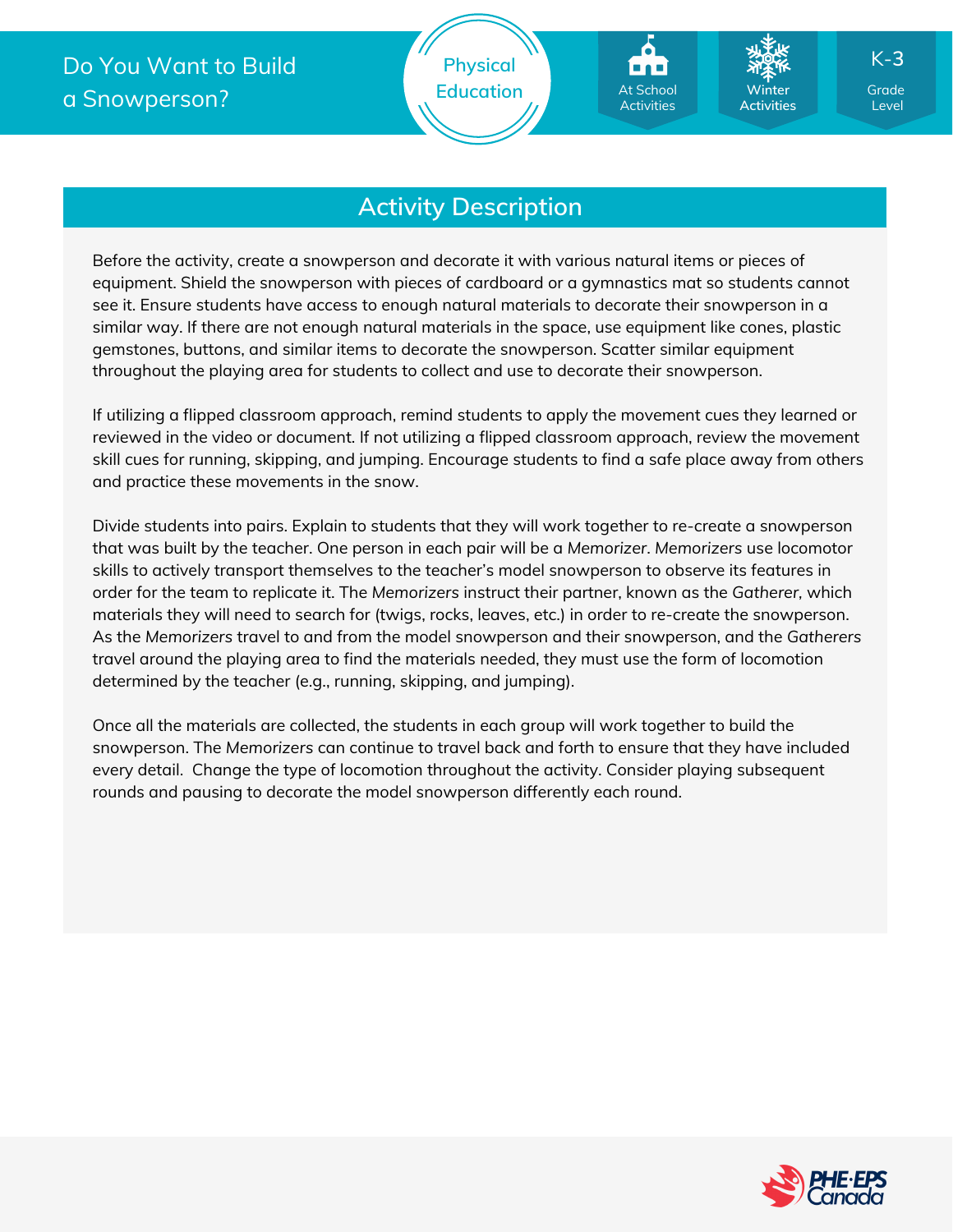## Activity Description

Before the activity, create a snowperson and decorate it with various natural items or pieces of equipment. Shield the snowperson with pieces of cardboard or a gymnastics mat so students cannot see it. Ensure students have access to enough natural materials to decorate their snowperson in a similar way. If there are not enough natural materials in the space, use equipment like cones, plastic gemstones, buttons, and similar items to decorate the snowperson. Scatter similar equipment throughout the playing area for students to collect and use to decorate their snowperson.

If utilizing a flipped classroom approach, remind students to apply the movement cues they learned or reviewed in the video or document. If not utilizing a flipped classroom approach, review the movement skill cues for running, skipping, and jumping. Encourage students to find a safe place away from others and practice these movements in the snow.

Divide students into pairs. Explain to students that they will work together to re-create a snowperson that was built by the teacher. One person in each pair will be a *Memorizer*. *Memorizers* use locomotor skills to actively transport themselves to the teacher's model snowperson to observe its features in order for the team to replicate it. The *Memorizers* instruct their partner, known as the *Gatherer*, which materials they will need to search for (twigs, rocks, leaves, etc.) in order to re-create the snowperson. As the *Memorizers* travel to and from the model snowperson and their snowperson, and the *Gatherers* travel around the playing area to find the materials needed, they must use the form of locomotion determined by the teacher (e.g., running, skipping, and jumping).

Once all the materials are collected, the students in each group will work together to build the snowperson. The *Memorizers* can continue to travel back and forth to ensure that they have included every detail. Change the type of locomotion throughout the activity. Consider playing subsequent rounds and pausing to decorate the model snowperson differently each round.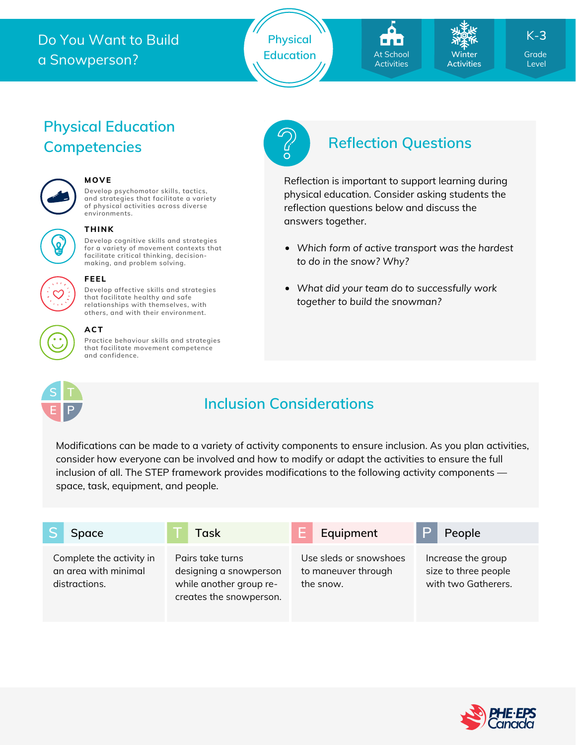# Do You Want to Build a Snowperson?

Physical Education

At School Activities | Winter Activities | K-3 Grade Level

## Physical Education Competencies

**MOVE**
Develop psychomotor skills, tactics, and strategies that facilitate a variety of physical activities across diverse environments.

**THINK**
Develop cognitive skills and strategies for a variety of movement contexts that facilitate critical thinking, decision-making, and problem solving.

**FEEL**
Develop affective skills and strategies that facilitate healthy and safe relationships with themselves, with others, and with their environment.

**ACT**
Practice behaviour skills and strategies that facilitate movement competence and confidence.

## Reflection Questions

Reflection is important to support learning during physical education. Consider asking students the reflection questions below and discuss the answers together.

- *Which form of active transport was the hardest to do in the snow? Why?*
- *What did your team do to successfully work together to build the snowman?*

## Inclusion Considerations

Modifications can be made to a variety of activity components to ensure inclusion. As you plan activities, consider how everyone can be involved and how to modify or adapt the activities to ensure the full inclusion of all. The STEP framework provides modifications to the following activity components — space, task, equipment, and people.

| S Space | T Task | E Equipment | P People |
|---|---|---|---|
| Complete the activity in an area with minimal distractions. | Pairs take turns designing a snowperson while another group re-creates the snowperson. | Use sleds or snowshoes to maneuver through the snow. | Increase the group size to three people with two Gatherers. |

PHE·EPS Canada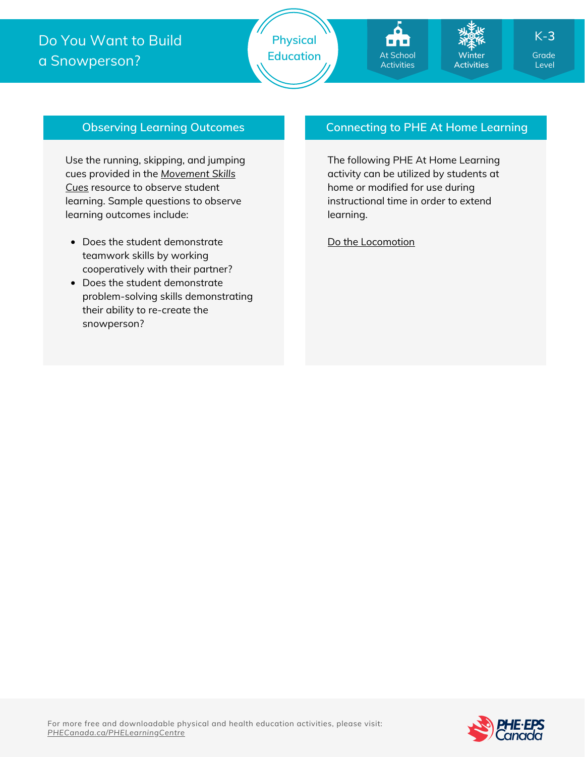## Observing Learning Outcomes

Use the running, skipping, and jumping cues provided in the *Movement Skills Cues* resource to observe student learning. Sample questions to observe learning outcomes include:

- Does the student demonstrate teamwork skills by working cooperatively with their partner?
- Does the student demonstrate problem-solving skills demonstrating their ability to re-create the snowperson?

## Connecting to PHE At Home Learning

The following PHE At Home Learning activity can be utilized by students at home or modified for use during instructional time in order to extend learning.

Do the Locomotion